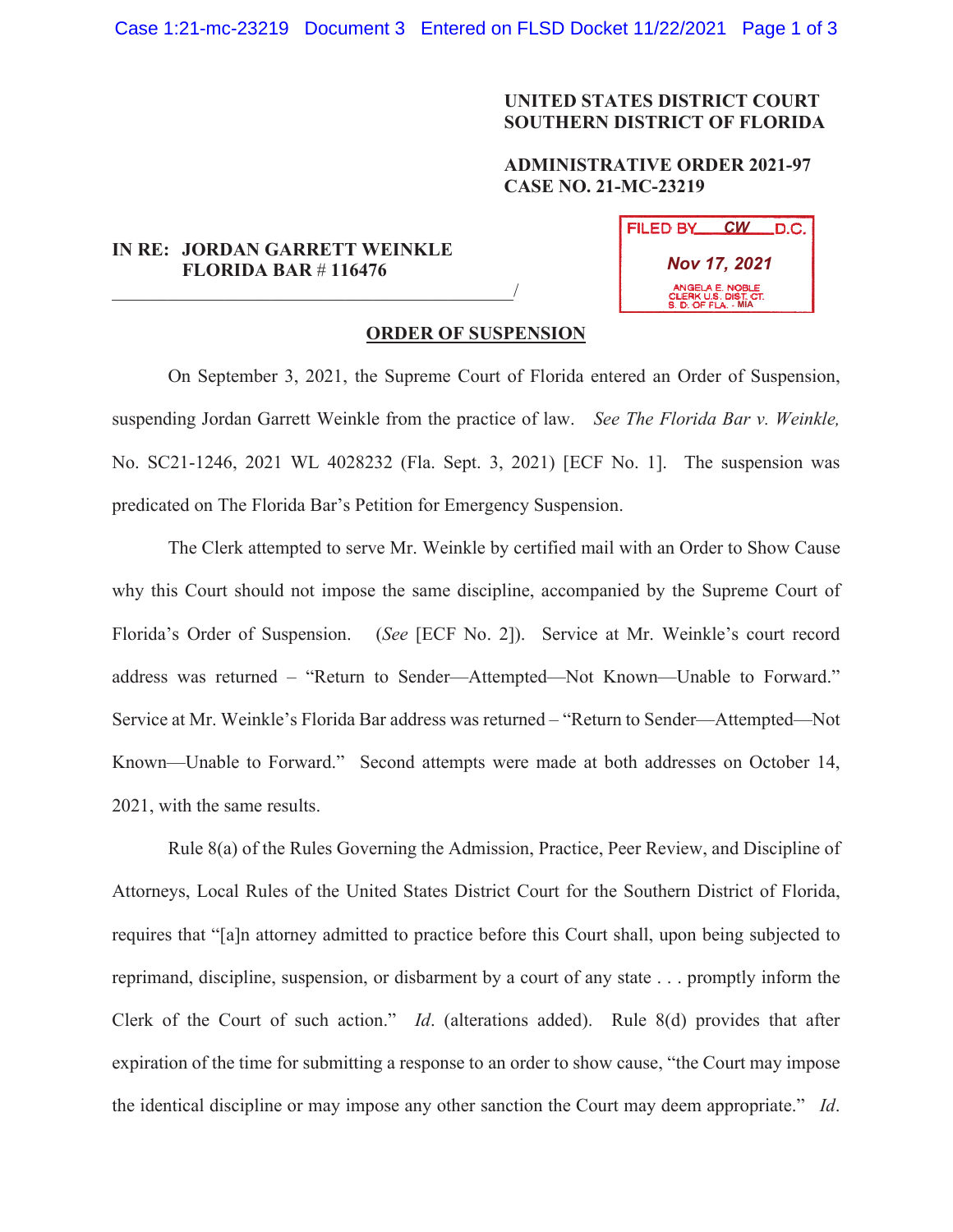**UNITED STATES DISTRICT COURT**
**SOUTHERN DISTRICT OF FLORIDA**

**ADMINISTRATIVE ORDER 2021-97**
**CASE NO. 21-MC-23219**

FILED BY CW D.C.
Nov 17, 2021
ANGELA E. NOBLE
CLERK U.S. DIST. CT.
S. D. OF FLA. - MIA

**IN RE: JORDAN GARRETT WEINKLE**
**FLORIDA BAR # 116476**
_____________________________________________/

**ORDER OF SUSPENSION**

On September 3, 2021, the Supreme Court of Florida entered an Order of Suspension, suspending Jordan Garrett Weinkle from the practice of law. *See The Florida Bar v. Weinkle,* No. SC21-1246, 2021 WL 4028232 (Fla. Sept. 3, 2021) [ECF No. 1]. The suspension was predicated on The Florida Bar's Petition for Emergency Suspension.

The Clerk attempted to serve Mr. Weinkle by certified mail with an Order to Show Cause why this Court should not impose the same discipline, accompanied by the Supreme Court of Florida's Order of Suspension. (*See* [ECF No. 2]). Service at Mr. Weinkle's court record address was returned – "Return to Sender—Attempted—Not Known—Unable to Forward." Service at Mr. Weinkle's Florida Bar address was returned – "Return to Sender—Attempted—Not Known—Unable to Forward." Second attempts were made at both addresses on October 14, 2021, with the same results.

Rule 8(a) of the Rules Governing the Admission, Practice, Peer Review, and Discipline of Attorneys, Local Rules of the United States District Court for the Southern District of Florida, requires that "[a]n attorney admitted to practice before this Court shall, upon being subjected to reprimand, discipline, suspension, or disbarment by a court of any state . . . promptly inform the Clerk of the Court of such action." *Id*. (alterations added). Rule 8(d) provides that after expiration of the time for submitting a response to an order to show cause, "the Court may impose the identical discipline or may impose any other sanction the Court may deem appropriate." *Id*.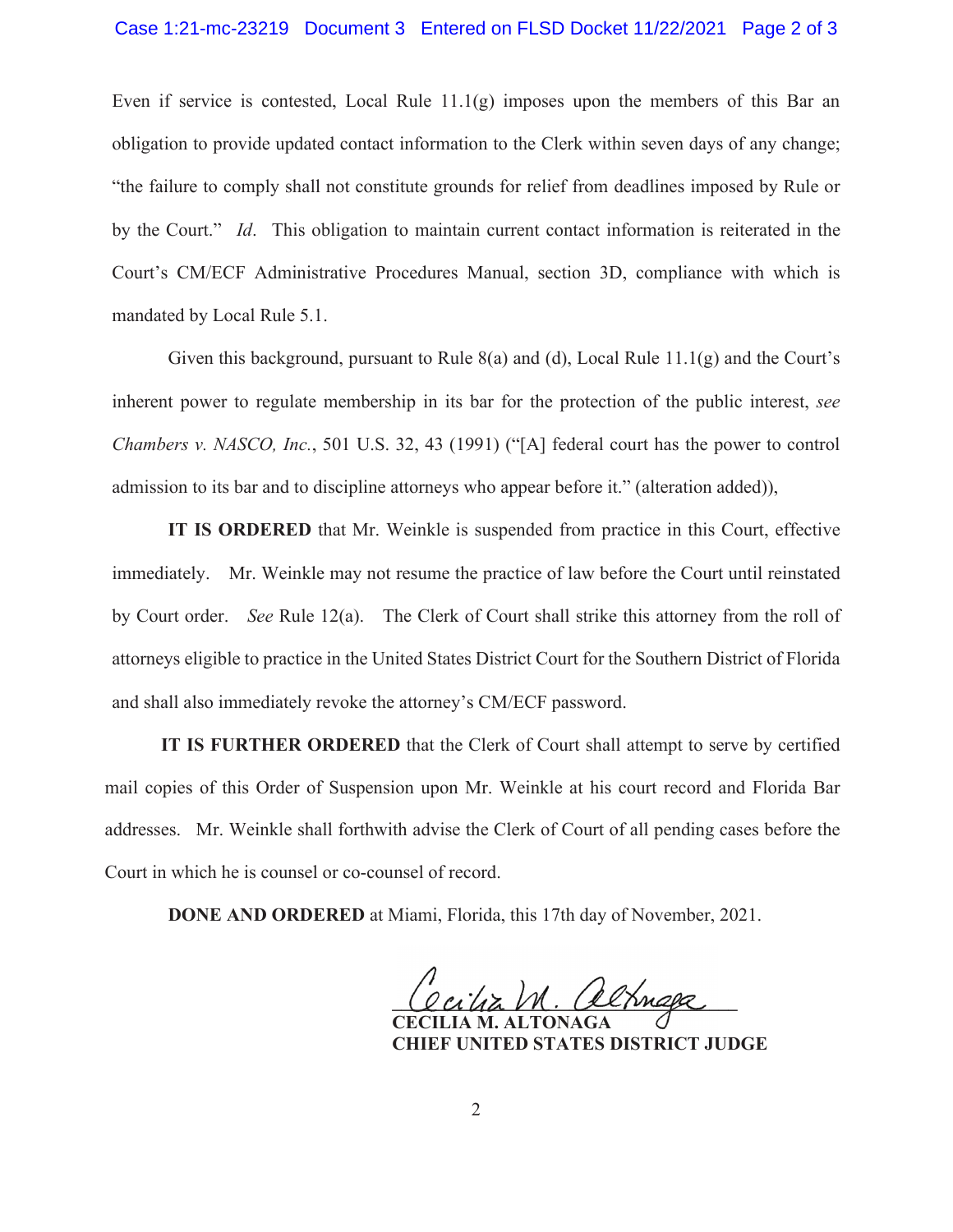Even if service is contested, Local Rule 11.1(g) imposes upon the members of this Bar an obligation to provide updated contact information to the Clerk within seven days of any change; "the failure to comply shall not constitute grounds for relief from deadlines imposed by Rule or by the Court." *Id*. This obligation to maintain current contact information is reiterated in the Court's CM/ECF Administrative Procedures Manual, section 3D, compliance with which is mandated by Local Rule 5.1.

Given this background, pursuant to Rule 8(a) and (d), Local Rule 11.1(g) and the Court's inherent power to regulate membership in its bar for the protection of the public interest, *see Chambers v. NASCO, Inc.*, 501 U.S. 32, 43 (1991) ("[A] federal court has the power to control admission to its bar and to discipline attorneys who appear before it." (alteration added)),

**IT IS ORDERED** that Mr. Weinkle is suspended from practice in this Court, effective immediately. Mr. Weinkle may not resume the practice of law before the Court until reinstated by Court order. *See* Rule 12(a). The Clerk of Court shall strike this attorney from the roll of attorneys eligible to practice in the United States District Court for the Southern District of Florida and shall also immediately revoke the attorney's CM/ECF password.

**IT IS FURTHER ORDERED** that the Clerk of Court shall attempt to serve by certified mail copies of this Order of Suspension upon Mr. Weinkle at his court record and Florida Bar addresses. Mr. Weinkle shall forthwith advise the Clerk of Court of all pending cases before the Court in which he is counsel or co-counsel of record.

**DONE AND ORDERED** at Miami, Florida, this 17th day of November, 2021.

**CECILIA M. ALTONAGA**
**CHIEF UNITED STATES DISTRICT JUDGE**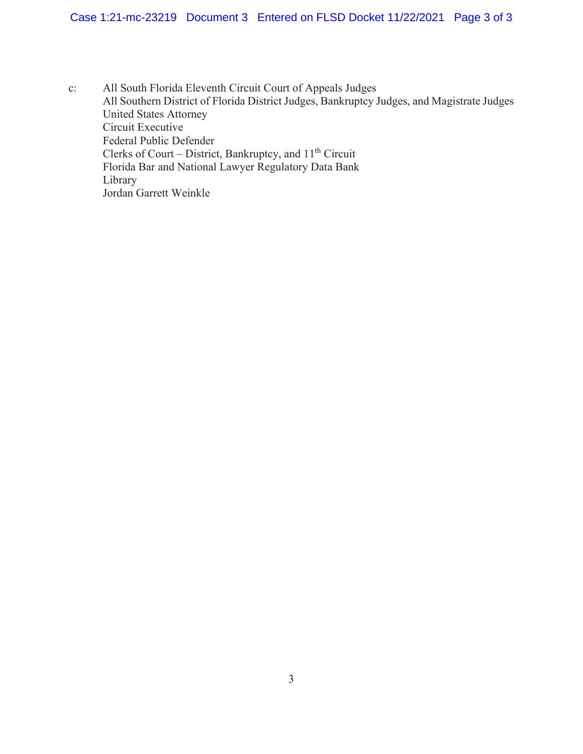c: All South Florida Eleventh Circuit Court of Appeals Judges
All Southern District of Florida District Judges, Bankruptcy Judges, and Magistrate Judges
United States Attorney
Circuit Executive
Federal Public Defender
Clerks of Court – District, Bankruptcy, and 11th Circuit
Florida Bar and National Lawyer Regulatory Data Bank
Library
Jordan Garrett Weinkle